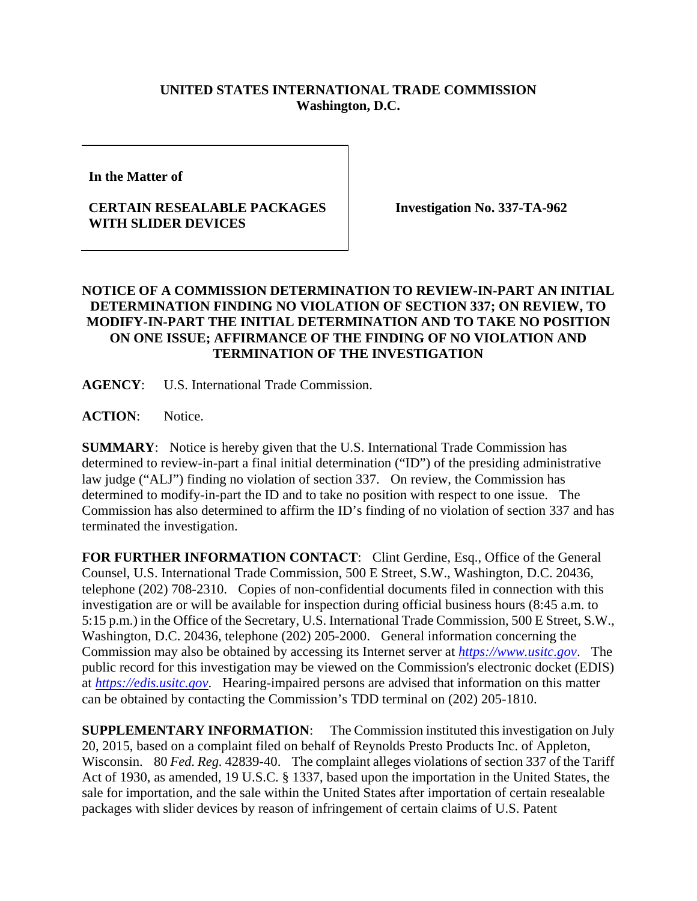**UNITED STATES INTERNATIONAL TRADE COMMISSION**
**Washington, D.C.**

| **In the Matter of** <br><br> **CERTAIN RESEALABLE PACKAGES WITH SLIDER DEVICES** | **Investigation No. 337-TA-962** |
|---|---|

**NOTICE OF A COMMISSION DETERMINATION TO REVIEW-IN-PART AN INITIAL DETERMINATION FINDING NO VIOLATION OF SECTION 337; ON REVIEW, TO MODIFY-IN-PART THE INITIAL DETERMINATION AND TO TAKE NO POSITION ON ONE ISSUE; AFFIRMANCE OF THE FINDING OF NO VIOLATION AND TERMINATION OF THE INVESTIGATION**

**AGENCY**: U.S. International Trade Commission.

**ACTION**: Notice.

**SUMMARY**: Notice is hereby given that the U.S. International Trade Commission has determined to review-in-part a final initial determination ("ID") of the presiding administrative law judge ("ALJ") finding no violation of section 337. On review, the Commission has determined to modify-in-part the ID and to take no position with respect to one issue. The Commission has also determined to affirm the ID's finding of no violation of section 337 and has terminated the investigation.

**FOR FURTHER INFORMATION CONTACT**: Clint Gerdine, Esq., Office of the General Counsel, U.S. International Trade Commission, 500 E Street, S.W., Washington, D.C. 20436, telephone (202) 708-2310. Copies of non-confidential documents filed in connection with this investigation are or will be available for inspection during official business hours (8:45 a.m. to 5:15 p.m.) in the Office of the Secretary, U.S. International Trade Commission, 500 E Street, S.W., Washington, D.C. 20436, telephone (202) 205-2000. General information concerning the Commission may also be obtained by accessing its Internet server at *https://www.usitc.gov*. The public record for this investigation may be viewed on the Commission's electronic docket (EDIS) at *https://edis.usitc.gov*. Hearing-impaired persons are advised that information on this matter can be obtained by contacting the Commission's TDD terminal on (202) 205-1810.

**SUPPLEMENTARY INFORMATION**: The Commission instituted this investigation on July 20, 2015, based on a complaint filed on behalf of Reynolds Presto Products Inc. of Appleton, Wisconsin. 80 *Fed. Reg.* 42839-40. The complaint alleges violations of section 337 of the Tariff Act of 1930, as amended, 19 U.S.C. § 1337, based upon the importation in the United States, the sale for importation, and the sale within the United States after importation of certain resealable packages with slider devices by reason of infringement of certain claims of U.S. Patent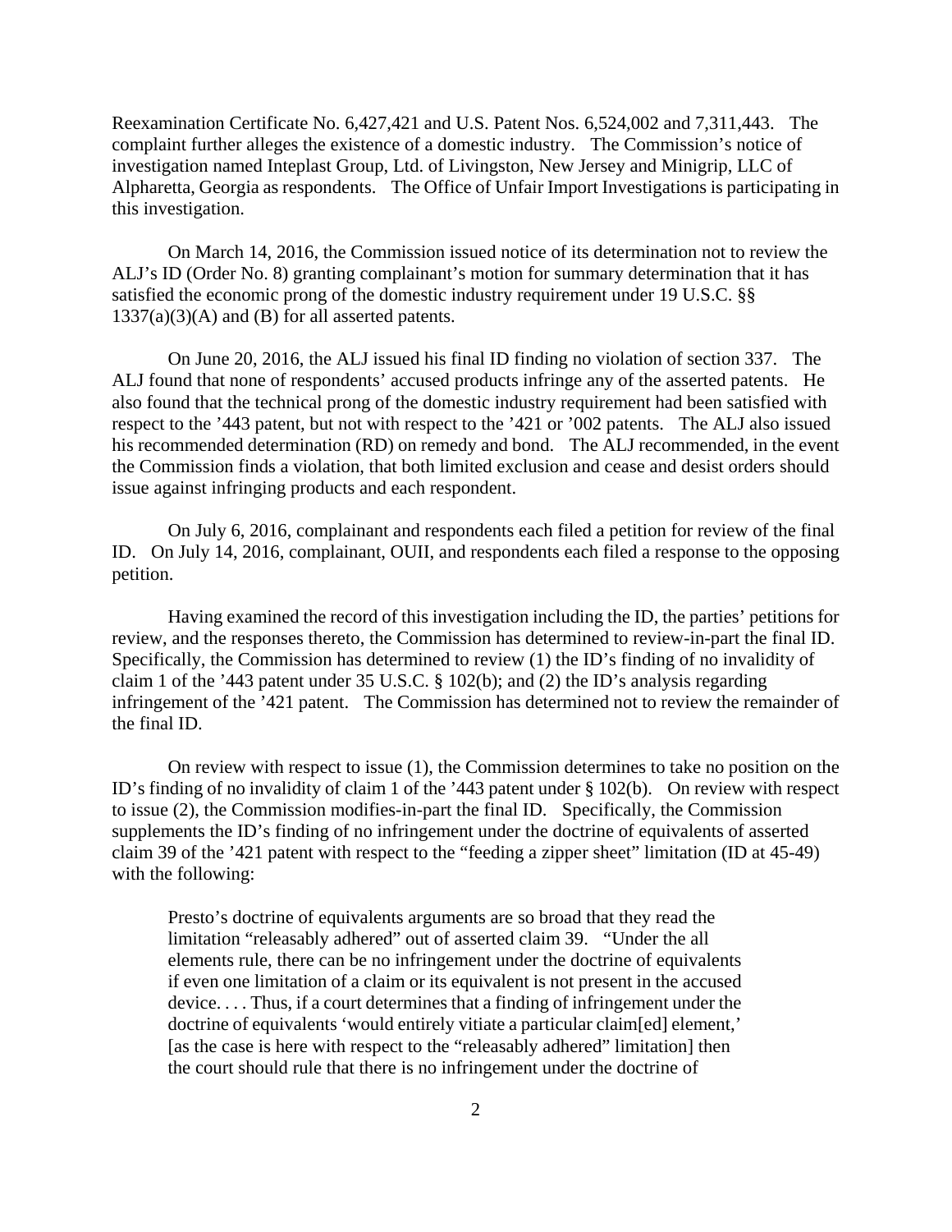Reexamination Certificate No. 6,427,421 and U.S. Patent Nos. 6,524,002 and 7,311,443. The complaint further alleges the existence of a domestic industry. The Commission's notice of investigation named Inteplast Group, Ltd. of Livingston, New Jersey and Minigrip, LLC of Alpharetta, Georgia as respondents. The Office of Unfair Import Investigations is participating in this investigation.

On March 14, 2016, the Commission issued notice of its determination not to review the ALJ's ID (Order No. 8) granting complainant's motion for summary determination that it has satisfied the economic prong of the domestic industry requirement under 19 U.S.C. §§ 1337(a)(3)(A) and (B) for all asserted patents.

On June 20, 2016, the ALJ issued his final ID finding no violation of section 337. The ALJ found that none of respondents' accused products infringe any of the asserted patents. He also found that the technical prong of the domestic industry requirement had been satisfied with respect to the '443 patent, but not with respect to the '421 or '002 patents. The ALJ also issued his recommended determination (RD) on remedy and bond. The ALJ recommended, in the event the Commission finds a violation, that both limited exclusion and cease and desist orders should issue against infringing products and each respondent.

On July 6, 2016, complainant and respondents each filed a petition for review of the final ID. On July 14, 2016, complainant, OUII, and respondents each filed a response to the opposing petition.

Having examined the record of this investigation including the ID, the parties' petitions for review, and the responses thereto, the Commission has determined to review-in-part the final ID. Specifically, the Commission has determined to review (1) the ID's finding of no invalidity of claim 1 of the '443 patent under 35 U.S.C. § 102(b); and (2) the ID's analysis regarding infringement of the '421 patent. The Commission has determined not to review the remainder of the final ID.

On review with respect to issue (1), the Commission determines to take no position on the ID's finding of no invalidity of claim 1 of the '443 patent under § 102(b). On review with respect to issue (2), the Commission modifies-in-part the final ID. Specifically, the Commission supplements the ID's finding of no infringement under the doctrine of equivalents of asserted claim 39 of the '421 patent with respect to the "feeding a zipper sheet" limitation (ID at 45-49) with the following:

> Presto's doctrine of equivalents arguments are so broad that they read the limitation "releasably adhered" out of asserted claim 39. "Under the all elements rule, there can be no infringement under the doctrine of equivalents if even one limitation of a claim or its equivalent is not present in the accused device. . . . Thus, if a court determines that a finding of infringement under the doctrine of equivalents 'would entirely vitiate a particular claim[ed] element,' [as the case is here with respect to the "releasably adhered" limitation] then the court should rule that there is no infringement under the doctrine of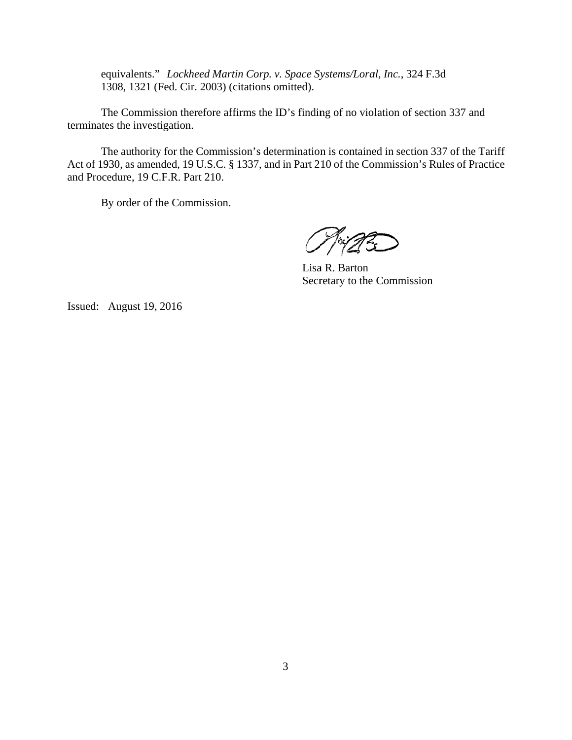equivalents." *Lockheed Martin Corp. v. Space Systems/Loral, Inc.*, 324 F.3d 1308, 1321 (Fed. Cir. 2003) (citations omitted).

The Commission therefore affirms the ID's finding of no violation of section 337 and terminates the investigation.

The authority for the Commission's determination is contained in section 337 of the Tariff Act of 1930, as amended, 19 U.S.C. § 1337, and in Part 210 of the Commission's Rules of Practice and Procedure, 19 C.F.R. Part 210.

By order of the Commission.

Lisa R. Barton
Secretary to the Commission

Issued: August 19, 2016